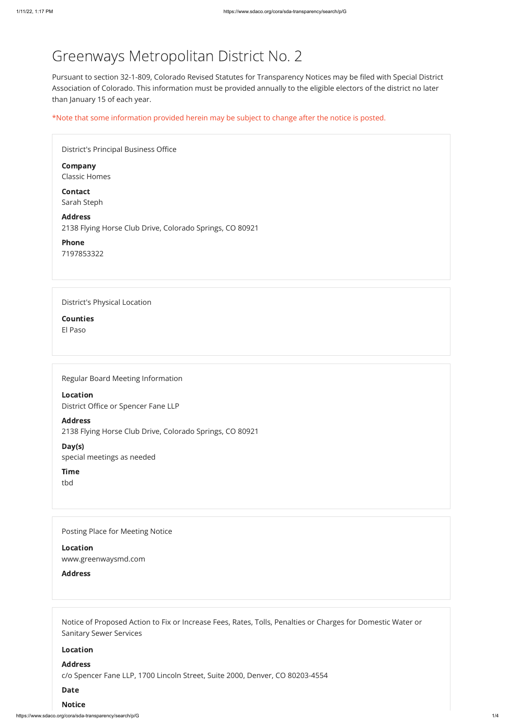# Greenways Metropolitan District No. 2

Pursuant to section 32-1-809, Colorado Revised Statutes for Transparency Notices may be filed with Special District Association of Colorado. This information must be provided annually to the eligible electors of the district no later than January 15 of each year.

*Note that some information provided herein may be subject to change after the notice is posted.

District's Principal Business Office

**Company**
Classic Homes

**Contact**
Sarah Steph

**Address**
2138 Flying Horse Club Drive, Colorado Springs, CO 80921

**Phone**
7197853322

District's Physical Location

**Counties**
El Paso

Regular Board Meeting Information

**Location**
District Office or Spencer Fane LLP

**Address**
2138 Flying Horse Club Drive, Colorado Springs, CO 80921

**Day(s)**
special meetings as needed

**Time**
tbd

Posting Place for Meeting Notice

**Location**
www.greenwaysmd.com

**Address**

Notice of Proposed Action to Fix or Increase Fees, Rates, Tolls, Penalties or Charges for Domestic Water or Sanitary Sewer Services

**Location**

**Address**
c/o Spencer Fane LLP, 1700 Lincoln Street, Suite 2000, Denver, CO 80203-4554

**Date**

**Notice**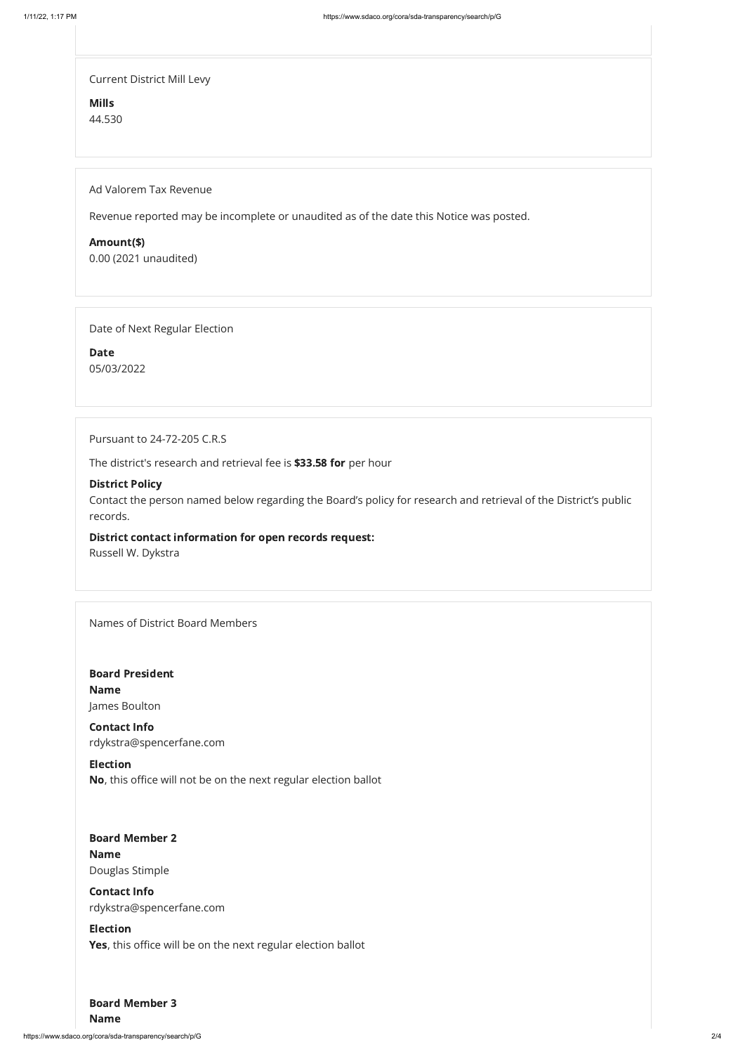Current District Mill Levy

**Mills**
44.530

Ad Valorem Tax Revenue

Revenue reported may be incomplete or unaudited as of the date this Notice was posted.

**Amount($)**
0.00 (2021 unaudited)

Date of Next Regular Election

**Date**
05/03/2022

Pursuant to 24-72-205 C.R.S

The district's research and retrieval fee is **$33.58 for** per hour

**District Policy**
Contact the person named below regarding the Board's policy for research and retrieval of the District's public records.

**District contact information for open records request:**
Russell W. Dykstra

Names of District Board Members

**Board President**
**Name**
James Boulton

**Contact Info**
rdykstra@spencerfane.com

**Election**
**No**, this office will not be on the next regular election ballot

**Board Member 2**
**Name**
Douglas Stimple

**Contact Info**
rdykstra@spencerfane.com

**Election**
**Yes**, this office will be on the next regular election ballot

**Board Member 3**
**Name**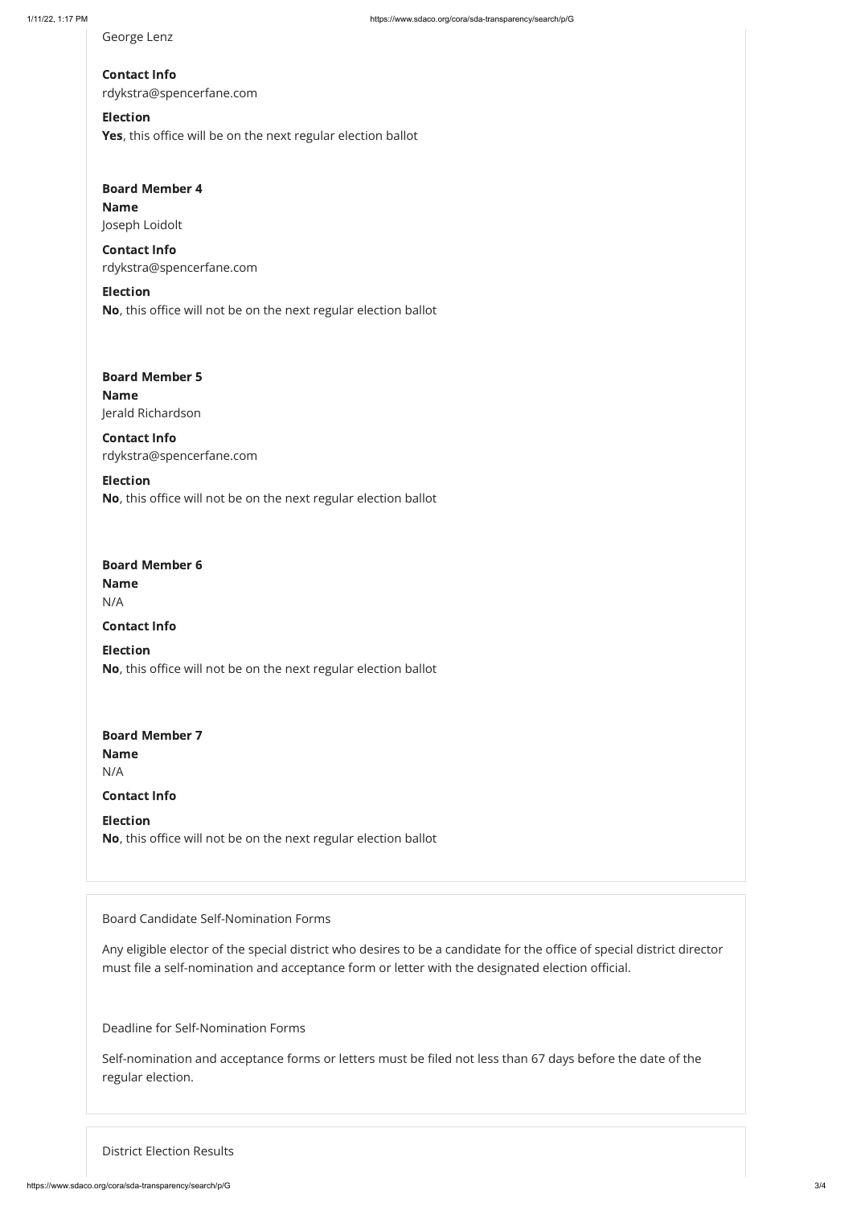George Lenz

**Contact Info**
rdykstra@spencerfane.com

**Election**
**Yes**, this office will be on the next regular election ballot

**Board Member 4**

**Name**
Joseph Loidolt

**Contact Info**
rdykstra@spencerfane.com

**Election**
**No**, this office will not be on the next regular election ballot

**Board Member 5**

**Name**
Jerald Richardson

**Contact Info**
rdykstra@spencerfane.com

**Election**
**No**, this office will not be on the next regular election ballot

**Board Member 6**

**Name**
N/A

**Contact Info**

**Election**
**No**, this office will not be on the next regular election ballot

**Board Member 7**

**Name**
N/A

**Contact Info**

**Election**
**No**, this office will not be on the next regular election ballot

Board Candidate Self-Nomination Forms

Any eligible elector of the special district who desires to be a candidate for the office of special district director must file a self-nomination and acceptance form or letter with the designated election official.

Deadline for Self-Nomination Forms

Self-nomination and acceptance forms or letters must be filed not less than 67 days before the date of the regular election.

District Election Results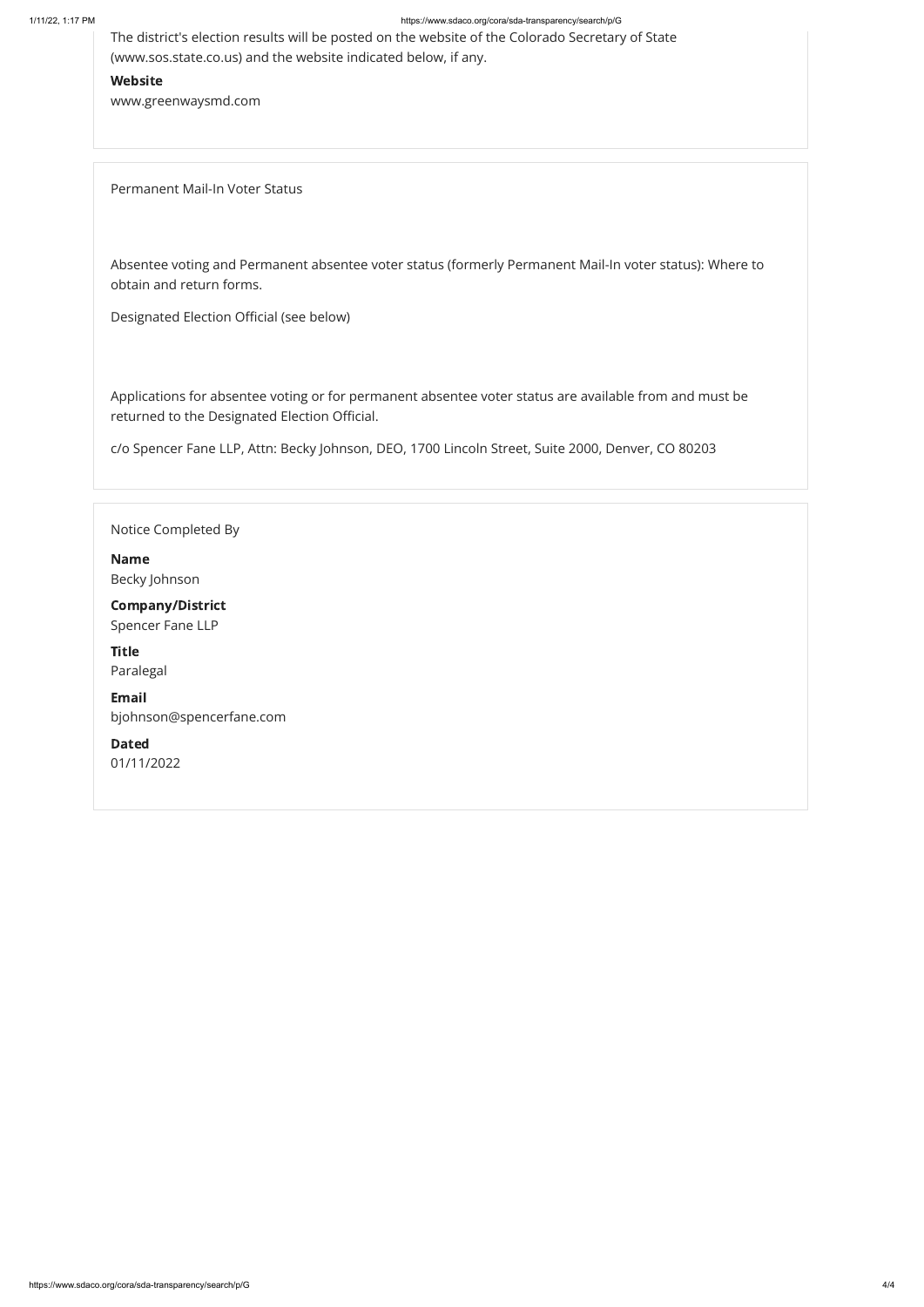The district's election results will be posted on the website of the Colorado Secretary of State (www.sos.state.co.us) and the website indicated below, if any.

**Website**

www.greenwaysmd.com

Permanent Mail-In Voter Status

Absentee voting and Permanent absentee voter status (formerly Permanent Mail-In voter status): Where to obtain and return forms.

Designated Election Official (see below)

Applications for absentee voting or for permanent absentee voter status are available from and must be returned to the Designated Election Official.

c/o Spencer Fane LLP, Attn: Becky Johnson, DEO, 1700 Lincoln Street, Suite 2000, Denver, CO 80203

Notice Completed By

**Name**

Becky Johnson

**Company/District**

Spencer Fane LLP

**Title**

Paralegal

**Email**

bjohnson@spencerfane.com

**Dated**

01/11/2022